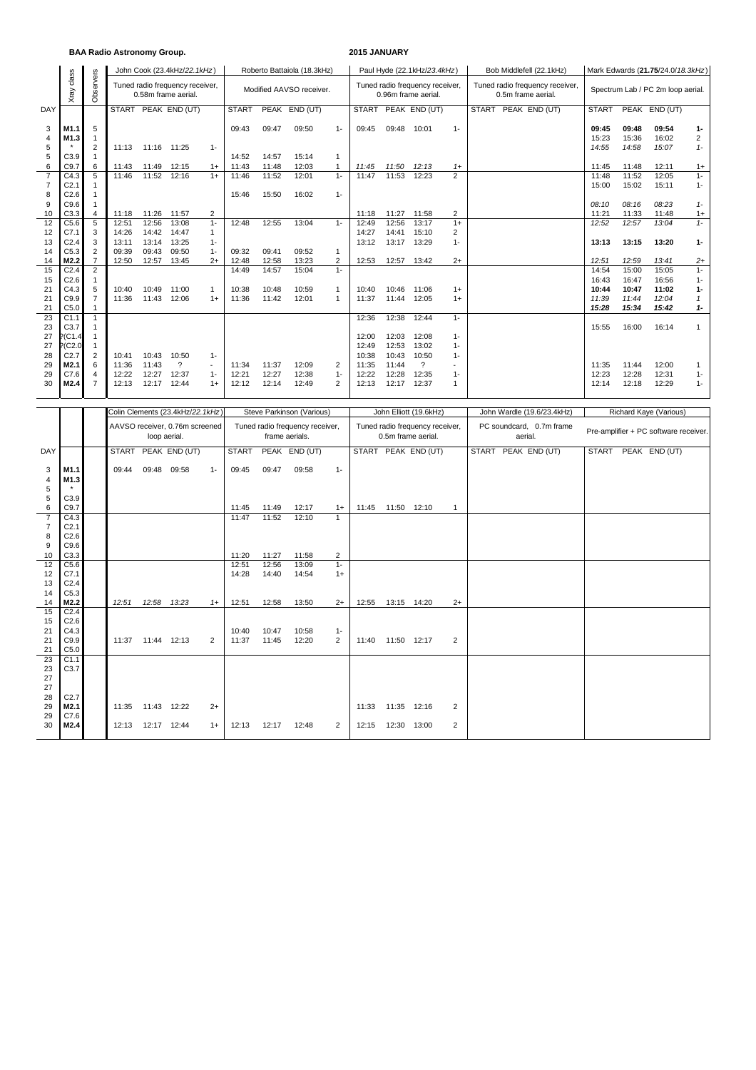**BAA Radio Astronomy Group.**

**2015 JANUARY**

| DAY | Xray class | Observers | John Cook (23.4kHz/*22.1kHz*) Tuned radio frequency receiver, 0.58m frame aerial. | | | | Roberto Battaiola (18.3kHz) Modified AAVSO receiver. | | | | Paul Hyde (22.1kHz/*23.4kHz*) Tuned radio frequency receiver, 0.96m frame aerial. | | | | Bob Middlefell (22.1kHz) Tuned radio frequency receiver, 0.5m frame aerial. | | | | Mark Edwards (**21.75**/24.0/*18.3kHz*) Spectrum Lab / PC 2m loop aerial. | | | |
|---|---|---|---|---|---|---|---|---|---|---|---|---|---|---|---|---|---|---|---|---|---|---|
| | | | START | PEAK | END (UT) | | START | PEAK | END (UT) | | START | PEAK | END (UT) | | START | PEAK | END (UT) | | START | PEAK | END (UT) | |
| 3 | **M1.1** | 5 | | | | | 09:43 | 09:47 | 09:50 | 1- | 09:45 | 09:48 | 10:01 | 1- | | | | | **09:45** | **09:48** | **09:54** | **1-** |
| 4 | **M1.3** | 1 | | | | | | | | | | | | | | | | | 15:23 | 15:36 | 16:02 | 2 |
| 5 | * | 2 | 11:13 | 11:16 | 11:25 | 1- | | | | | | | | | | | | | *14:55* | *14:58* | *15:07* | *1-* |
| 5 | C3.9 | 1 | | | | | 14:52 | 14:57 | 15:14 | 1 | | | | | | | | | | | | |
| 6 | C9.7 | 6 | 11:43 | 11:49 | 12:15 | 1+ | 11:43 | 11:48 | 12:03 | 1 | *11:45* | *11:50* | *12:13* | *1+* | | | | | 11:45 | 11:48 | 12:11 | 1+ |
| 7 | C4.3 | 5 | 11:46 | 11:52 | 12:16 | 1+ | 11:46 | 11:52 | 12:01 | 1- | 11:47 | 11:53 | 12:23 | 2 | | | | | 11:48 | 11:52 | 12:05 | 1- |
| 7 | C2.1 | 1 | | | | | | | | | | | | | | | | | 15:00 | 15:02 | 15:11 | 1- |
| 8 | C2.6 | 1 | | | | | 15:46 | 15:50 | 16:02 | 1- | | | | | | | | | | | | |
| 9 | C9.6 | 1 | | | | | | | | | | | | | | | | | *08:10* | *08:16* | *08:23* | *1-* |
| 10 | C3.3 | 4 | 11:18 | 11:26 | 11:57 | 2 | | | | | 11:18 | 11:27 | 11:58 | 2 | | | | | 11:21 | 11:33 | 11:48 | 1+ |
| 12 | C5.6 | 5 | 12:51 | 12:56 | 13:08 | 1- | 12:48 | 12:55 | 13:04 | 1- | 12:49 | 12:56 | 13:17 | 1+ | | | | | *12:52* | *12:57* | *13:04* | *1-* |
| 12 | C7.1 | 3 | 14:26 | 14:42 | 14:47 | 1 | | | | | 14:27 | 14:41 | 15:10 | 2 | | | | | | | | |
| 13 | C2.4 | 3 | 13:11 | 13:14 | 13:25 | 1- | | | | | 13:12 | 13:17 | 13:29 | 1- | | | | | **13:13** | **13:15** | **13:20** | **1-** |
| 14 | C5.3 | 2 | 09:39 | 09:43 | 09:50 | 1- | 09:32 | 09:41 | 09:52 | 1 | | | | | | | | | | | | |
| 14 | **M2.2** | 7 | 12:50 | 12:57 | 13:45 | 2+ | 12:48 | 12:58 | 13:23 | 2 | 12:53 | 12:57 | 13:42 | 2+ | | | | | *12:51* | *12:59* | *13:41* | *2+* |
| 15 | C2.4 | 2 | | | | | 14:49 | 14:57 | 15:04 | 1- | | | | | | | | | 14:54 | 15:00 | 15:05 | 1- |
| 15 | C2.6 | 1 | | | | | | | | | | | | | | | | | 16:43 | 16:47 | 16:56 | 1- |
| 21 | C4.3 | 5 | 10:40 | 10:49 | 11:00 | 1 | 10:38 | 10:48 | 10:59 | 1 | 10:40 | 10:46 | 11:06 | 1+ | | | | | **10:44** | **10:47** | **11:02** | **1-** |
| 21 | C9.9 | 7 | 11:36 | 11:43 | 12:06 | 1+ | 11:36 | 11:42 | 12:01 | 1 | 11:37 | 11:44 | 12:05 | 1+ | | | | | *11:39* | *11:44* | *12:04* | *1* |
| 21 | C5.0 | 1 | | | | | | | | | | | | | | | | | ***15:28*** | ***15:34*** | ***15:42*** | ***1-*** |
| 23 | C1.1 | 1 | | | | | | | | | 12:36 | 12:38 | 12:44 | 1- | | | | | | | | |
| 23 | C3.7 | 1 | | | | | | | | | | | | | | | | | 15:55 | 16:00 | 16:14 | 1 |
| 27 | ?(C1.4 | 1 | | | | | | | | | 12:00 | 12:03 | 12:08 | 1- | | | | | | | | |
| 27 | ?(C2.0 | 1 | | | | | | | | | 12:49 | 12:53 | 13:02 | 1- | | | | | | | | |
| 28 | C2.7 | 2 | 10:41 | 10:43 | 10:50 | 1- | | | | | 10:38 | 10:43 | 10:50 | 1- | | | | | | | | |
| 29 | **M2.1** | 6 | 11:36 | 11:43 | ? | - | 11:34 | 11:37 | 12:09 | 2 | 11:35 | 11:44 | ? | - | | | | | 11:35 | 11:44 | 12:00 | 1 |
| 29 | C7.6 | 4 | 12:22 | 12:27 | 12:37 | 1- | 12:21 | 12:27 | 12:38 | 1- | 12:22 | 12:28 | 12:35 | 1- | | | | | 12:23 | 12:28 | 12:31 | 1- |
| 30 | **M2.4** | 7 | 12:13 | 12:17 | 12:44 | 1+ | 12:12 | 12:14 | 12:49 | 2 | 12:13 | 12:17 | 12:37 | 1 | | | | | 12:14 | 12:18 | 12:29 | 1- |

| DAY | Xray class | | Colin Clements (23.4kHz/*22.1kHz*) AAVSO receiver, 0.76m screened loop aerial. | | | | Steve Parkinson (Various) Tuned radio frequency receiver, frame aerials. | | | | John Elliott (19.6kHz) Tuned radio frequency receiver, 0.5m frame aerial. | | | | John Wardle (19.6/23.4kHz) PC soundcard, 0.7m frame aerial. | | | | Richard Kaye (Various) Pre-amplifier + PC software receiver. | | | |
|---|---|---|---|---|---|---|---|---|---|---|---|---|---|---|---|---|---|---|---|---|---|---|
| | | | START | PEAK | END (UT) | | START | PEAK | END (UT) | | START | PEAK | END (UT) | | START | PEAK | END (UT) | | START | PEAK | END (UT) | |
| 3 | **M1.1** | | 09:44 | 09:48 | 09:58 | 1- | 09:45 | 09:47 | 09:58 | 1- | | | | | | | | | | | | |
| 4 | **M1.3** | | | | | | | | | | | | | | | | | | | | | |
| 5 | * | | | | | | | | | | | | | | | | | | | | | |
| 5 | C3.9 | | | | | | | | | | | | | | | | | | | | | |
| 6 | C9.7 | | | | | | 11:45 | 11:49 | 12:17 | 1+ | 11:45 | 11:50 | 12:10 | 1 | | | | | | | | |
| 7 | C4.3 | | | | | | 11:47 | 11:52 | 12:10 | 1 | | | | | | | | | | | | |
| 7 | C2.1 | | | | | | | | | | | | | | | | | | | | | |
| 8 | C2.6 | | | | | | | | | | | | | | | | | | | | | |
| 9 | C9.6 | | | | | | | | | | | | | | | | | | | | | |
| 10 | C3.3 | | | | | | 11:20 | 11:27 | 11:58 | 2 | | | | | | | | | | | | |
| 12 | C5.6 | | | | | | 12:51 | 12:56 | 13:09 | 1- | | | | | | | | | | | | |
| 12 | C7.1 | | | | | | 14:28 | 14:40 | 14:54 | 1+ | | | | | | | | | | | | |
| 13 | C2.4 | | | | | | | | | | | | | | | | | | | | | |
| 14 | C5.3 | | | | | | | | | | | | | | | | | | | | | |
| 14 | **M2.2** | | *12:51* | *12:58* | *13:23* | *1+* | 12:51 | 12:58 | 13:50 | 2+ | 12:55 | 13:15 | 14:20 | 2+ | | | | | | | | |
| 15 | C2.4 | | | | | | | | | | | | | | | | | | | | | |
| 15 | C2.6 | | | | | | | | | | | | | | | | | | | | | |
| 21 | C4.3 | | | | | | 10:40 | 10:47 | 10:58 | 1- | | | | | | | | | | | | |
| 21 | C9.9 | | 11:37 | 11:44 | 12:13 | 2 | 11:37 | 11:45 | 12:20 | 2 | 11:40 | 11:50 | 12:17 | 2 | | | | | | | | |
| 21 | C5.0 | | | | | | | | | | | | | | | | | | | | | |
| 23 | C1.1 | | | | | | | | | | | | | | | | | | | | | |
| 23 | C3.7 | | | | | | | | | | | | | | | | | | | | | |
| 27 | | | | | | | | | | | | | | | | | | | | | | |
| 27 | | | | | | | | | | | | | | | | | | | | | | |
| 28 | C2.7 | | | | | | | | | | | | | | | | | | | | | |
| 29 | **M2.1** | | 11:35 | 11:43 | 12:22 | 2+ | | | | | 11:33 | 11:35 | 12:16 | 2 | | | | | | | | |
| 29 | C7.6 | | | | | | | | | | | | | | | | | | | | | |
| 30 | **M2.4** | | 12:13 | 12:17 | 12:44 | 1+ | 12:13 | 12:17 | 12:48 | 2 | 12:15 | 12:30 | 13:00 | 2 | | | | | | | | |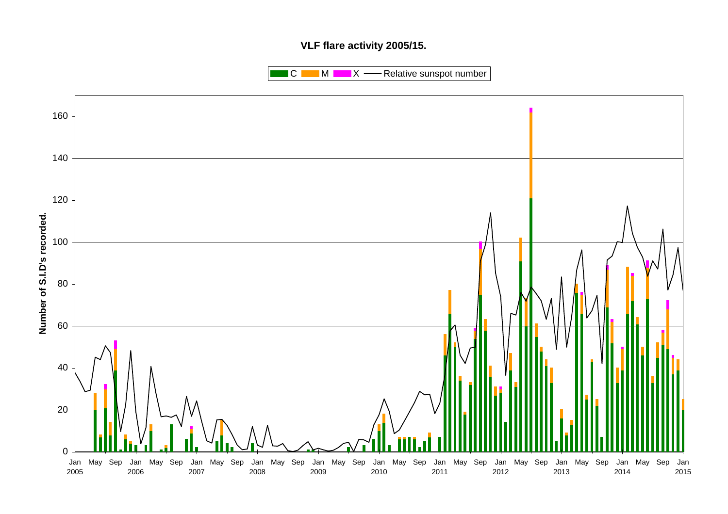**VLF flare activity 2005/15.**

Legend: C, M, X, Relative sunspot number

Y-axis: Number of S.I.D's recorded.

X-axis: Jan 2005 – Jan 2015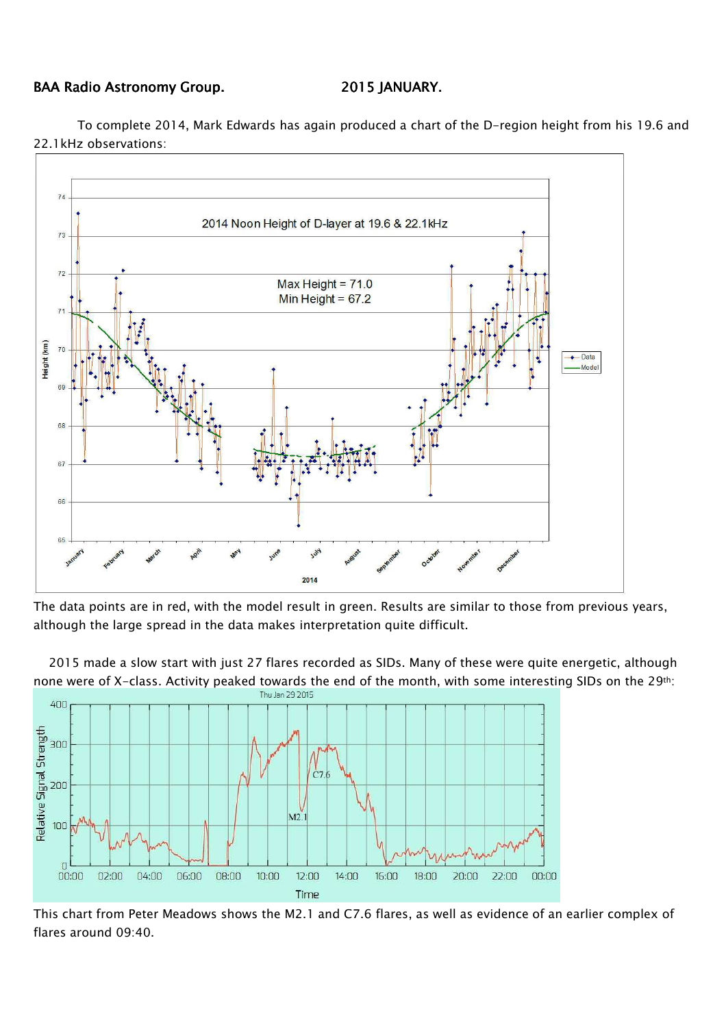BAA Radio Astronomy Group. 2015 JANUARY.

To complete 2014, Mark Edwards has again produced a chart of the D-region height from his 19.6 and 22.1kHz observations:

The data points are in red, with the model result in green. Results are similar to those from previous years, although the large spread in the data makes interpretation quite difficult.

2015 made a slow start with just 27 flares recorded as SIDs. Many of these were quite energetic, although none were of X-class. Activity peaked towards the end of the month, with some interesting SIDs on the 29th:

This chart from Peter Meadows shows the M2.1 and C7.6 flares, as well as evidence of an earlier complex of flares around 09:40.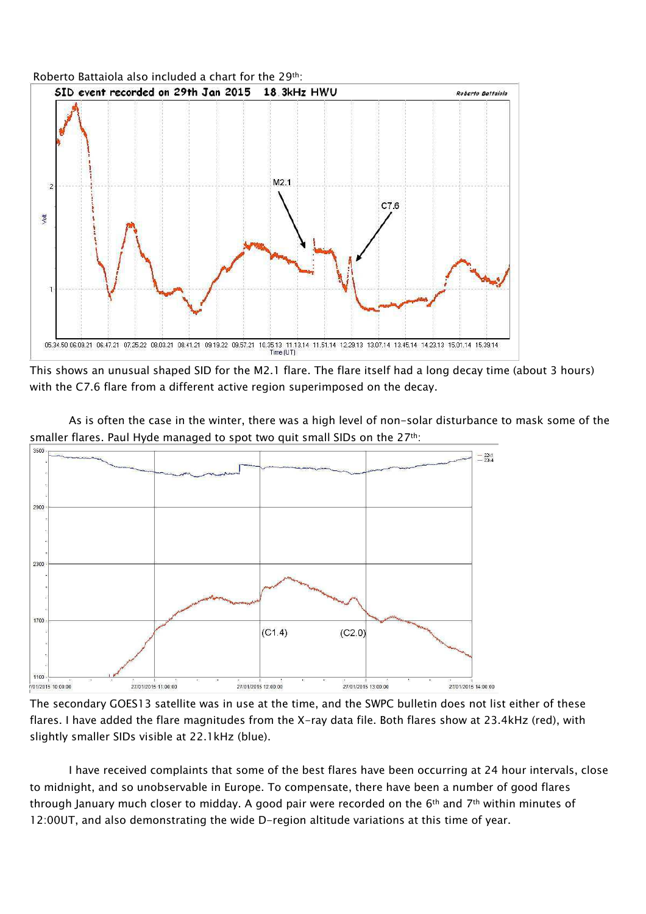Roberto Battaiola also included a chart for the 29th:

This shows an unusual shaped SID for the M2.1 flare. The flare itself had a long decay time (about 3 hours) with the C7.6 flare from a different active region superimposed on the decay.

As is often the case in the winter, there was a high level of non-solar disturbance to mask some of the smaller flares. Paul Hyde managed to spot two quit small SIDs on the 27th:

The secondary GOES13 satellite was in use at the time, and the SWPC bulletin does not list either of these flares. I have added the flare magnitudes from the X-ray data file. Both flares show at 23.4kHz (red), with slightly smaller SIDs visible at 22.1kHz (blue).

I have received complaints that some of the best flares have been occurring at 24 hour intervals, close to midnight, and so unobservable in Europe. To compensate, there have been a number of good flares through January much closer to midday. A good pair were recorded on the 6th and 7th within minutes of 12:00UT, and also demonstrating the wide D-region altitude variations at this time of year.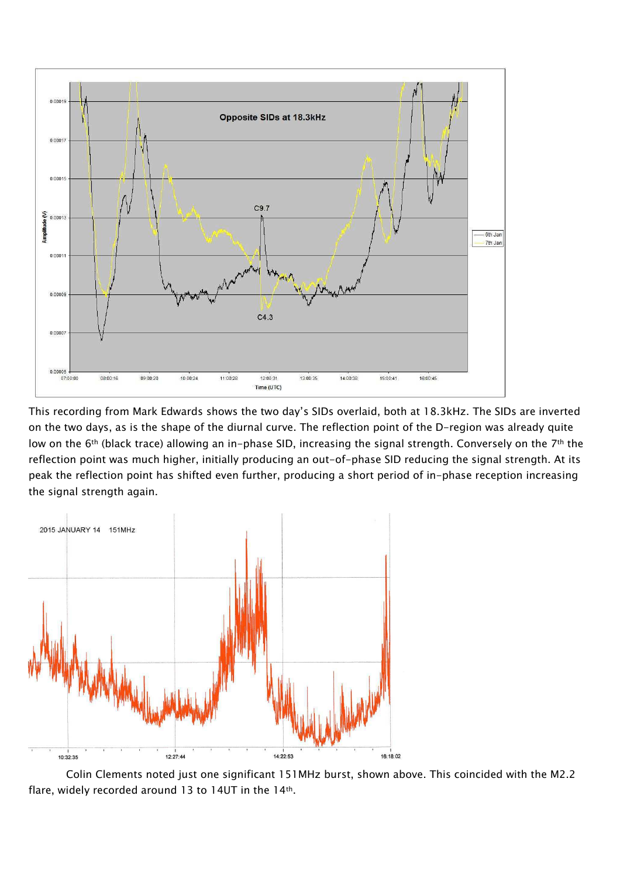This recording from Mark Edwards shows the two day's SIDs overlaid, both at 18.3kHz. The SIDs are inverted on the two days, as is the shape of the diurnal curve. The reflection point of the D-region was already quite low on the 6th (black trace) allowing an in-phase SID, increasing the signal strength. Conversely on the 7th the reflection point was much higher, initially producing an out-of-phase SID reducing the signal strength. At its peak the reflection point has shifted even further, producing a short period of in-phase reception increasing the signal strength again.

Colin Clements noted just one significant 151MHz burst, shown above. This coincided with the M2.2 flare, widely recorded around 13 to 14UT in the 14th.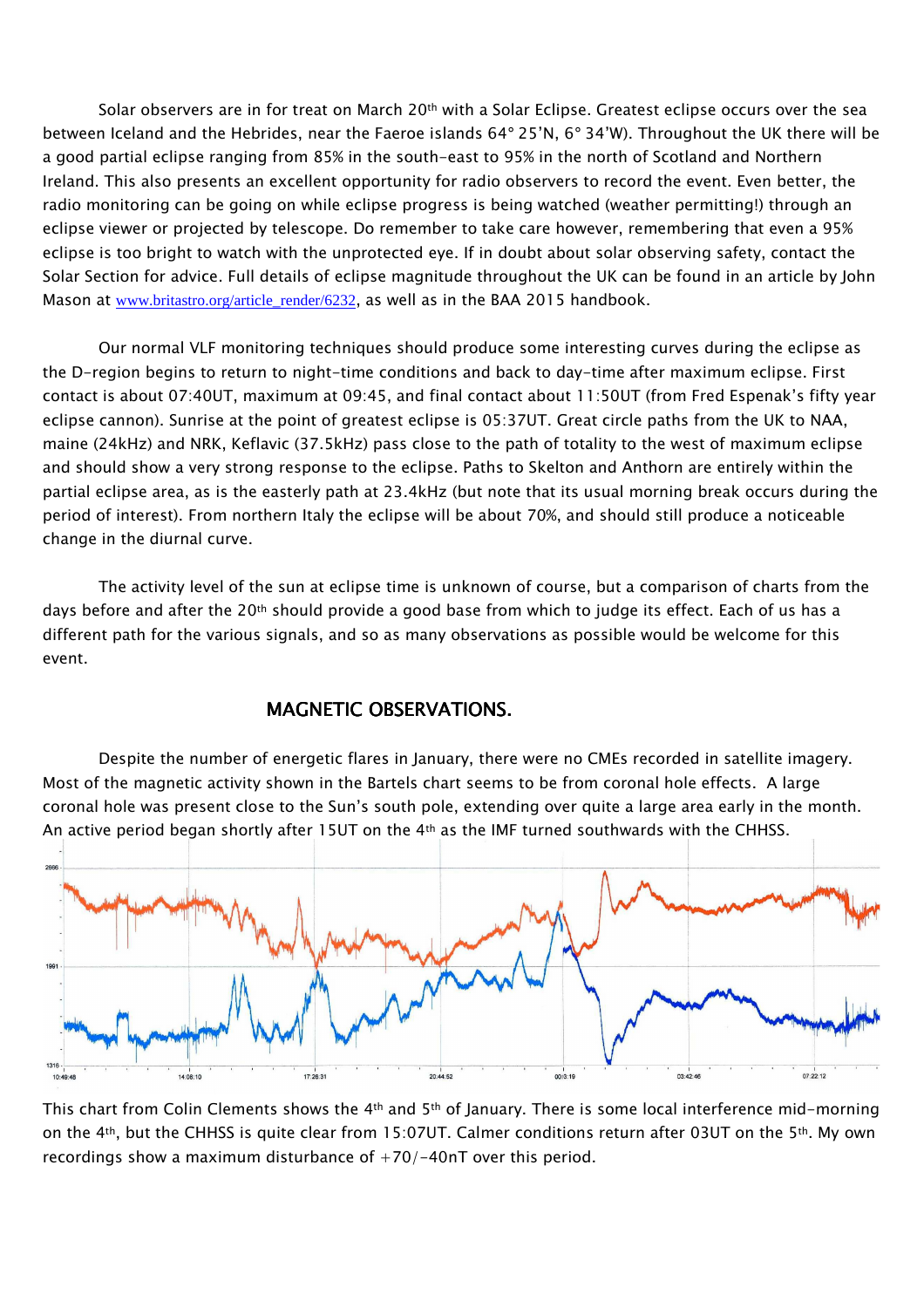Solar observers are in for treat on March 20th with a Solar Eclipse. Greatest eclipse occurs over the sea between Iceland and the Hebrides, near the Faeroe islands 64° 25'N, 6° 34'W). Throughout the UK there will be a good partial eclipse ranging from 85% in the south-east to 95% in the north of Scotland and Northern Ireland. This also presents an excellent opportunity for radio observers to record the event. Even better, the radio monitoring can be going on while eclipse progress is being watched (weather permitting!) through an eclipse viewer or projected by telescope. Do remember to take care however, remembering that even a 95% eclipse is too bright to watch with the unprotected eye. If in doubt about solar observing safety, contact the Solar Section for advice. Full details of eclipse magnitude throughout the UK can be found in an article by John Mason at www.britastro.org/article_render/6232, as well as in the BAA 2015 handbook.

Our normal VLF monitoring techniques should produce some interesting curves during the eclipse as the D-region begins to return to night-time conditions and back to day-time after maximum eclipse. First contact is about 07:40UT, maximum at 09:45, and final contact about 11:50UT (from Fred Espenak's fifty year eclipse cannon). Sunrise at the point of greatest eclipse is 05:37UT. Great circle paths from the UK to NAA, maine (24kHz) and NRK, Keflavic (37.5kHz) pass close to the path of totality to the west of maximum eclipse and should show a very strong response to the eclipse. Paths to Skelton and Anthorn are entirely within the partial eclipse area, as is the easterly path at 23.4kHz (but note that its usual morning break occurs during the period of interest). From northern Italy the eclipse will be about 70%, and should still produce a noticeable change in the diurnal curve.

The activity level of the sun at eclipse time is unknown of course, but a comparison of charts from the days before and after the 20th should provide a good base from which to judge its effect. Each of us has a different path for the various signals, and so as many observations as possible would be welcome for this event.

## MAGNETIC OBSERVATIONS.

Despite the number of energetic flares in January, there were no CMEs recorded in satellite imagery. Most of the magnetic activity shown in the Bartels chart seems to be from coronal hole effects. A large coronal hole was present close to the Sun's south pole, extending over quite a large area early in the month. An active period began shortly after 15UT on the 4th as the IMF turned southwards with the CHHSS.

This chart from Colin Clements shows the 4th and 5th of January. There is some local interference mid-morning on the 4th, but the CHHSS is quite clear from 15:07UT. Calmer conditions return after 03UT on the 5th. My own recordings show a maximum disturbance of +70/-40nT over this period.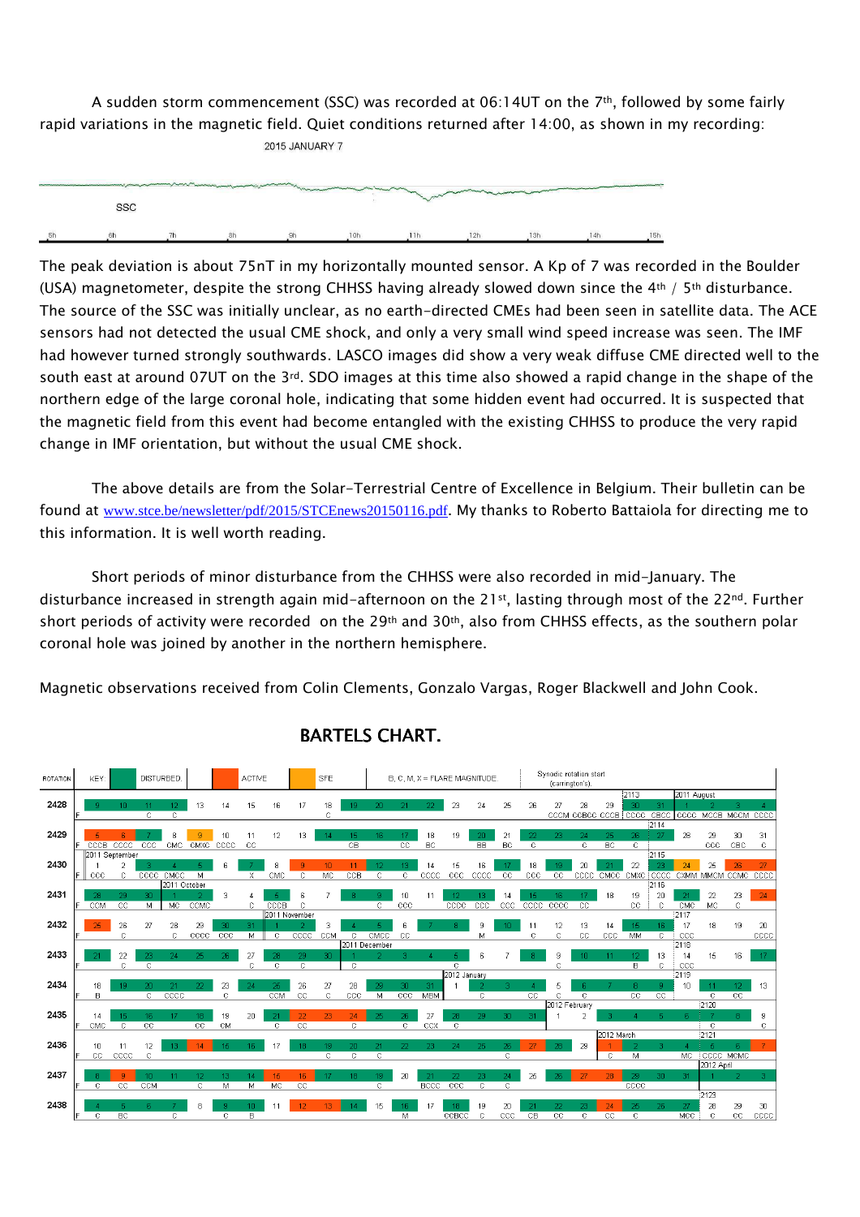A sudden storm commencement (SSC) was recorded at 06:14UT on the 7th, followed by some fairly rapid variations in the magnetic field. Quiet conditions returned after 14:00, as shown in my recording:

2015 JANUARY 7

SSC

5h 6h 7h 8h 9h 10h 11h 12h 13h 14h 15h

The peak deviation is about 75nT in my horizontally mounted sensor. A Kp of 7 was recorded in the Boulder (USA) magnetometer, despite the strong CHHSS having already slowed down since the 4th / 5th disturbance. The source of the SSC was initially unclear, as no earth-directed CMEs had been seen in satellite data. The ACE sensors had not detected the usual CME shock, and only a very small wind speed increase was seen. The IMF had however turned strongly southwards. LASCO images did show a very weak diffuse CME directed well to the south east at around 07UT on the 3rd. SDO images at this time also showed a rapid change in the shape of the northern edge of the large coronal hole, indicating that some hidden event had occurred. It is suspected that the magnetic field from this event had become entangled with the existing CHHSS to produce the very rapid change in IMF orientation, but without the usual CME shock.

The above details are from the Solar-Terrestrial Centre of Excellence in Belgium. Their bulletin can be found at www.stce.be/newsletter/pdf/2015/STCEnews20150116.pdf. My thanks to Roberto Battaiola for directing me to this information. It is well worth reading.

Short periods of minor disturbance from the CHHSS were also recorded in mid-January. The disturbance increased in strength again mid-afternoon on the 21st, lasting through most of the 22nd. Further short periods of activity were recorded on the 29th and 30th, also from CHHSS effects, as the southern polar coronal hole was joined by another in the northern hemisphere.

Magnetic observations received from Colin Clements, Gonzalo Vargas, Roger Blackwell and John Cook.

## BARTELS CHART.

KEY: DISTURBED. ACTIVE. SFE. B, C, M, X = FLARE MAGNITUDE. Synodic rotation start (carrington's).

| ROTATION | Days |
|---|---|
| 2428 | 9 10 11 12 13 14 15 16 17 18 19 20 21 22 23 24 25 26 27 28 29 30 31 1 2 3 4 (2011 August) |
| 2429 | 5 6 7 8 9 10 11 12 13 14 15 16 17 18 19 20 21 22 23 24 25 26 27 28 29 30 31 |
| 2430 | 1 2 3 4 5 6 7 8 9 10 11 12 13 14 15 16 17 18 19 20 21 22 23 24 25 26 27 (2011 September) |
| 2431 | 28 29 30 1 2 3 4 5 6 7 8 9 10 11 12 13 14 15 16 17 18 19 20 21 22 23 24 (2011 October) |
| 2432 | 25 26 27 28 29 30 31 1 2 3 4 5 6 7 8 9 10 11 12 13 14 15 16 17 18 19 20 (2011 November) |
| 2433 | 21 22 23 24 25 26 27 28 29 30 1 2 3 4 5 6 7 8 9 10 11 12 13 14 15 16 17 (2011 December) |
| 2434 | 18 19 20 21 22 23 24 25 26 27 28 29 30 31 1 2 3 4 5 6 7 8 9 10 11 12 13 (2012 January) |
| 2435 | 14 15 16 17 18 19 20 21 22 23 24 25 26 27 28 29 30 31 1 2 3 4 5 6 7 8 9 (2012 February) |
| 2436 | 10 11 12 13 14 15 16 17 18 19 20 21 22 23 24 25 26 27 28 29 1 2 3 4 5 6 7 (2012 March) |
| 2437 | 8 9 10 11 12 13 14 15 16 17 18 19 20 21 22 23 24 25 26 27 28 29 30 31 1 2 3 (2012 April) |
| 2438 | 4 5 6 7 8 9 10 11 12 13 14 15 16 17 18 19 20 21 22 23 24 25 26 27 28 29 30 |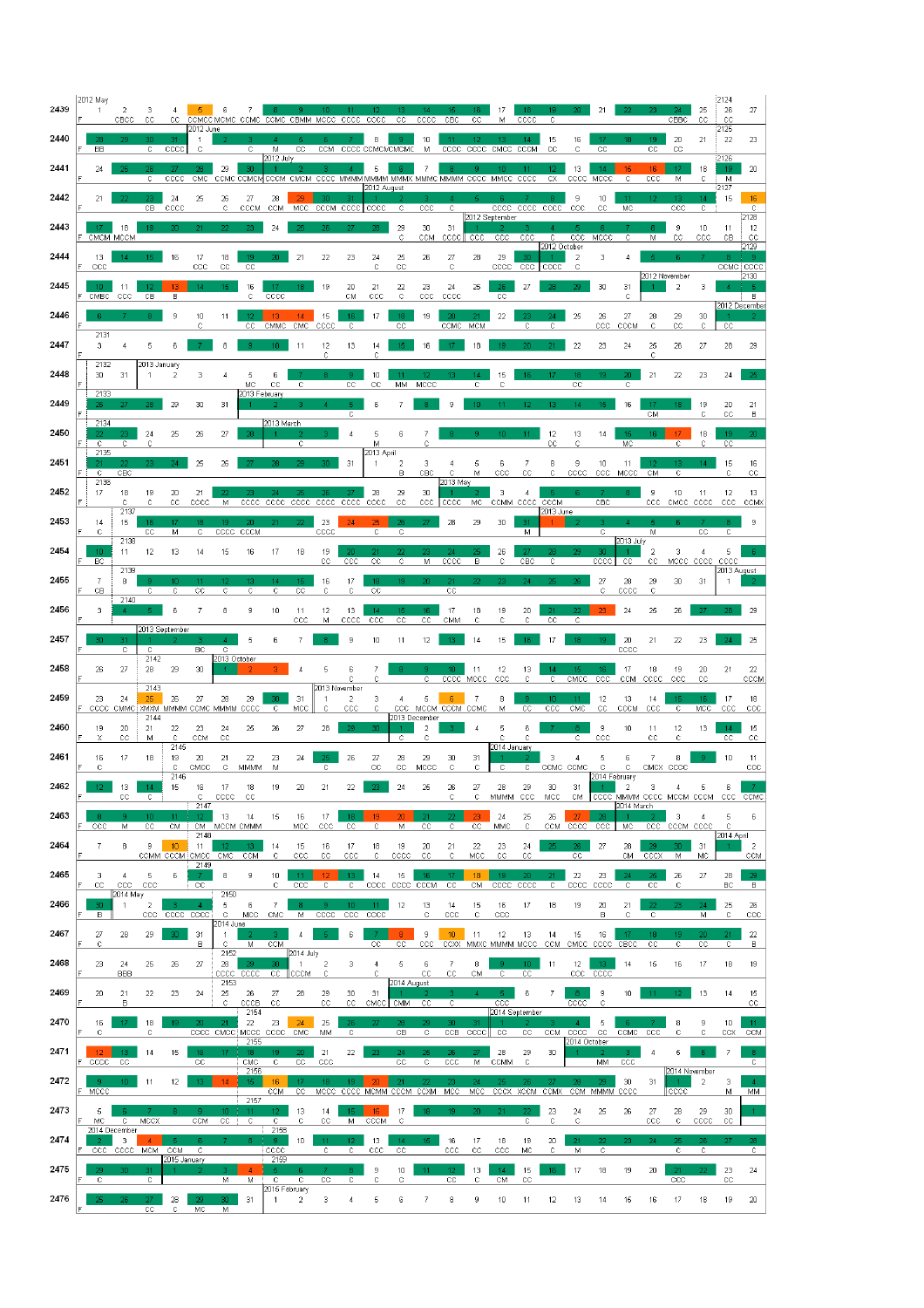2439 — 2012 May — 1 2 3 4 5 6 7 8 9 10 11 12 13 14 15 16 17 18 19 20 21 22 23 24 25 | 2124 | 26 27

2440 — 28 29 30 31 | 2012 June | 1 2 3 4 5 6 7 8 9 10 11 12 13 14 15 16 17 18 19 20 21 | 2125 | 22 23

2441 — 24 25 26 27 28 29 30 | 2012 July | 1 2 3 4 5 6 7 8 9 10 11 12 13 14 15 16 17 18 | 2126 | 19 20

2442 — 21 22 23 24 25 26 27 28 29 30 31 | 2012 August | 1 2 3 4 5 6 7 8 9 10 11 12 13 14 | 2127 | 15 16

2443 — 17 18 19 20 21 22 23 24 25 26 27 28 29 30 31 | 2012 September | 1 2 3 4 5 6 7 8 9 10 | 2128 | 11 12

2444 — 13 14 15 16 17 18 19 20 21 22 23 24 25 26 27 28 29 30 | 2012 October | 1 2 3 4 5 6 7 | 2129 | 8 9

2445 — 10 11 12 13 14 15 16 17 18 19 20 21 22 23 24 25 26 27 28 29 30 31 | 2012 November | 1 2 3 | 2130 | 4 5

2446 — 6 7 8 9 10 11 12 13 14 15 16 17 18 19 20 21 22 23 24 25 26 27 28 29 30 | 2012 December | 1 2

2447 — 2131 | 3 4 5 6 7 8 9 10 11 12 13 14 15 16 17 18 19 20 21 22 23 24 25 26 27 28 29

2448 — 2132 | 30 31 | 2013 January | 1 2 3 4 5 6 7 8 9 10 11 12 13 14 15 16 17 18 19 20 21 22 23 24 25

2449 — 2133 | 26 27 28 29 30 31 | 2013 February | 1 2 3 4 5 6 7 8 9 10 11 12 13 14 15 16 17 18 19 20 21

2450 — 2134 | 22 23 24 25 26 27 28 | 2013 March | 1 2 3 4 5 6 7 8 9 10 11 12 13 14 15 16 17 18 19 20

2451 — 2135 | 21 22 23 24 25 26 27 28 29 30 31 | 2013 April | 1 2 3 4 5 6 7 8 9 10 11 12 13 14 15 16

2452 — 2136 | 17 18 19 20 21 22 23 24 25 26 27 28 29 30 | 2013 May | 1 2 3 4 5 6 7 8 9 10 11 12 13

2453 — 2137 | 14 15 16 17 18 19 20 21 22 23 24 25 26 27 28 29 30 31 | 2013 June | 1 2 3 4 5 6 7 8 9

2454 — 2138 | 10 11 12 13 14 15 16 17 18 19 20 21 22 23 24 25 26 27 28 29 30 | 2013 July | 1 2 3 4 5 6

2455 — 2139 | 7 8 9 10 11 12 13 14 15 16 17 18 19 20 21 22 23 24 25 26 27 28 29 30 31 | 2013 August | 1 2

2456 — 2140 | 3 4 5 6 7 8 9 10 11 12 13 14 15 16 17 18 19 20 21 22 23 24 25 26 27 28 29

2457 — 30 31 | 2013 September | 1 2 3 4 5 6 7 8 9 10 11 12 13 14 15 16 17 18 19 20 21 22 23 24 25

2458 — 26 27 | 2142 | 28 29 30 | 2013 October | 1 2 3 4 5 6 7 8 9 10 11 12 13 14 15 16 17 18 19 20 21 22

2459 — 23 24 | 2143 | 25 26 27 28 29 30 31 | 2013 November | 1 2 3 4 5 6 7 8 9 10 11 12 13 14 15 16 17 18

2460 — 19 20 | 2144 | 21 22 23 24 25 26 27 28 29 30 | 2013 December | 1 2 3 4 5 6 7 8 9 10 11 12 13 14 15

2461 — 16 17 18 | 2145 | 19 20 21 22 23 24 25 26 27 28 29 30 31 | 2014 January | 1 2 3 4 5 6 7 8 9 10 11

2462 — 12 13 14 | 2146 | 15 16 17 18 19 20 21 22 23 24 25 26 27 28 29 30 31 | 2014 February | 1 2 3 4 5 6 7

2463 — 8 9 10 | 2147 | 11 12 13 14 15 16 17 18 19 20 21 22 23 24 25 26 27 28 | 2014 March | 1 2 3 4 5 6

2464 — 7 8 9 10 | 2148 | 11 12 13 14 15 16 17 18 19 20 21 22 23 24 25 26 27 28 29 30 31 | 2014 April | 1 2

2465 — 3 4 5 6 | 2149 | 7 8 9 10 11 12 13 14 15 16 17 18 19 20 21 22 23 24 25 26 27 28 29

2466 — 30 | 2014 May | 1 2 3 | 2150 | 4 5 6 7 8 9 10 11 12 13 14 15 16 17 18 19 20 21 22 23 24 25 26

2467 — 27 28 29 30 | 2151 | 31 | 2014 June | 1 2 3 4 5 6 7 8 9 10 11 12 13 14 15 16 17 18 19 20 21 22

2468 — 23 24 25 26 27 | 2152 | 28 29 30 | 2014 July | 1 2 3 4 5 6 7 8 9 10 11 12 13 14 15 16 17 18 19

2469 — 20 21 22 23 24 | 2153 | 25 26 27 28 29 30 31 | 2014 August | 1 2 3 4 5 6 7 8 9 10 11 12 13 14 15

2470 — 16 17 18 19 20 21 | 2154 | 22 23 24 25 26 27 28 29 30 31 | 2014 September | 1 2 3 4 5 6 7 8 9 10 11

2471 — 12 13 14 15 16 17 | 2155 | 18 19 20 21 22 23 24 25 26 27 28 29 30 | 2014 October | 1 2 3 4 5 6 7 8

2472 — 9 10 11 12 13 14 | 2156 | 15 16 17 18 19 20 21 22 23 24 25 26 27 28 29 30 31 | 2014 November | 1 2 3 4

2473 — 5 6 7 8 9 10 | 2157 | 11 12 13 14 15 16 17 18 19 20 21 22 23 24 25 26 27 28 29 30 1

2474 — 2014 December | 2 3 4 5 6 7 8 | 2158 | 9 10 11 12 13 14 15 16 17 18 19 20 21 22 23 24 25 26 27 28

2475 — 29 30 31 | 2015 January | 1 2 3 4 | 2159 | 5 6 7 8 9 10 11 12 13 14 15 16 17 18 19 20 21 22 23 24

2476 — 25 26 27 28 29 30 31 | 2015 February | 1 2 3 4 5 6 7 8 9 10 11 12 13 14 15 16 17 18 19 20